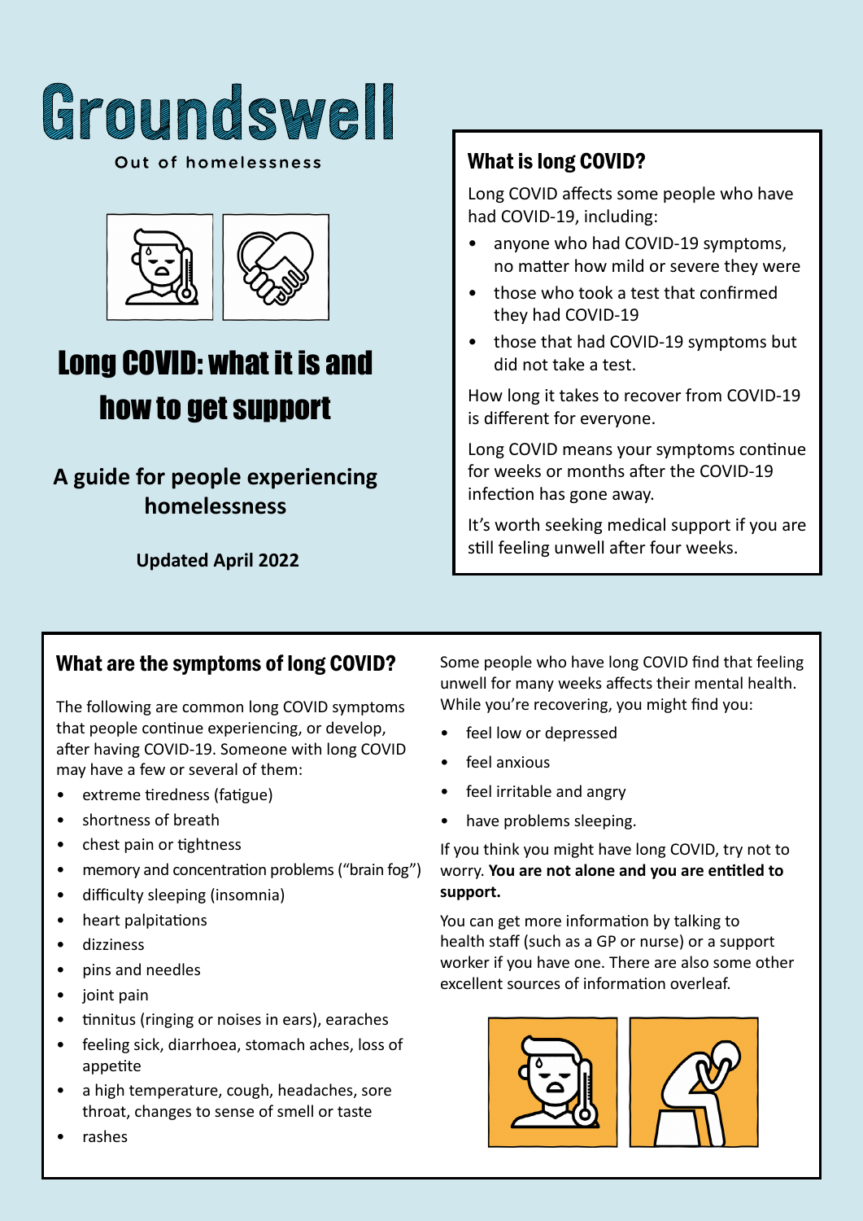# Groundswell

Out of homelessness

# Long COVID: what it is and how to get support

## A guide for people experiencing homelessness

**Updated April 2022**

## What is long COVID?

Long COVID affects some people who have had COVID-19, including:

- anyone who had COVID-19 symptoms, no matter how mild or severe they were
- those who took a test that confirmed they had COVID-19
- those that had COVID-19 symptoms but did not take a test.

How long it takes to recover from COVID-19 is different for everyone.

Long COVID means your symptoms continue for weeks or months after the COVID-19 infection has gone away.

It's worth seeking medical support if you are still feeling unwell after four weeks.

## What are the symptoms of long COVID?

The following are common long COVID symptoms that people continue experiencing, or develop, after having COVID-19. Someone with long COVID may have a few or several of them:

- extreme tiredness (fatigue)
- shortness of breath
- chest pain or tightness
- memory and concentration problems ("brain fog")
- difficulty sleeping (insomnia)
- heart palpitations
- dizziness
- pins and needles
- joint pain
- tinnitus (ringing or noises in ears), earaches
- feeling sick, diarrhoea, stomach aches, loss of appetite
- a high temperature, cough, headaches, sore throat, changes to sense of smell or taste
- rashes

Some people who have long COVID find that feeling unwell for many weeks affects their mental health. While you're recovering, you might find you:

- feel low or depressed
- feel anxious
- feel irritable and angry
- have problems sleeping.

If you think you might have long COVID, try not to worry. **You are not alone and you are entitled to support.**

You can get more information by talking to health staff (such as a GP or nurse) or a support worker if you have one. There are also some other excellent sources of information overleaf.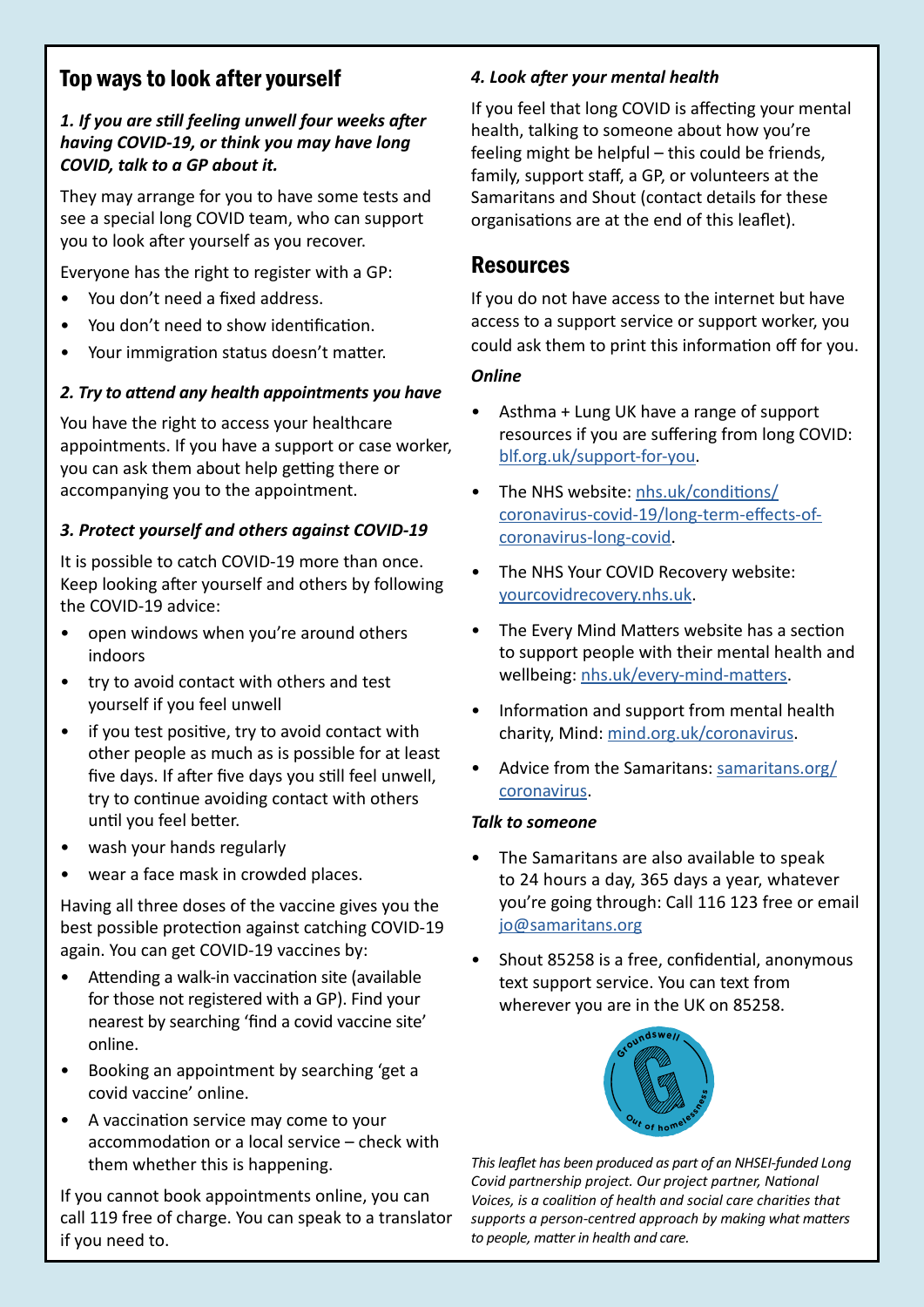## Top ways to look after yourself

***1. If you are still feeling unwell four weeks after having COVID-19, or think you may have long COVID, talk to a GP about it.***

They may arrange for you to have some tests and see a special long COVID team, who can support you to look after yourself as you recover.

Everyone has the right to register with a GP:

- You don't need a fixed address.
- You don't need to show identification.
- Your immigration status doesn't matter.

***2. Try to attend any health appointments you have***

You have the right to access your healthcare appointments. If you have a support or case worker, you can ask them about help getting there or accompanying you to the appointment.

***3. Protect yourself and others against COVID-19***

It is possible to catch COVID-19 more than once. Keep looking after yourself and others by following the COVID-19 advice:

- open windows when you're around others indoors
- try to avoid contact with others and test yourself if you feel unwell
- if you test positive, try to avoid contact with other people as much as is possible for at least five days. If after five days you still feel unwell, try to continue avoiding contact with others until you feel better.
- wash your hands regularly
- wear a face mask in crowded places.

Having all three doses of the vaccine gives you the best possible protection against catching COVID-19 again. You can get COVID-19 vaccines by:

- Attending a walk-in vaccination site (available for those not registered with a GP). Find your nearest by searching 'find a covid vaccine site' online.
- Booking an appointment by searching 'get a covid vaccine' online.
- A vaccination service may come to your accommodation or a local service – check with them whether this is happening.

If you cannot book appointments online, you can call 119 free of charge. You can speak to a translator if you need to.

***4. Look after your mental health***

If you feel that long COVID is affecting your mental health, talking to someone about how you're feeling might be helpful – this could be friends, family, support staff, a GP, or volunteers at the Samaritans and Shout (contact details for these organisations are at the end of this leaflet).

## Resources

If you do not have access to the internet but have access to a support service or support worker, you could ask them to print this information off for you.

***Online***

- Asthma + Lung UK have a range of support resources if you are suffering from long COVID: blf.org.uk/support-for-you.
- The NHS website: nhs.uk/conditions/coronavirus-covid-19/long-term-effects-of-coronavirus-long-covid.
- The NHS Your COVID Recovery website: yourcovidrecovery.nhs.uk.
- The Every Mind Matters website has a section to support people with their mental health and wellbeing: nhs.uk/every-mind-matters.
- Information and support from mental health charity, Mind: mind.org.uk/coronavirus.
- Advice from the Samaritans: samaritans.org/coronavirus.

***Talk to someone***

- The Samaritans are also available to speak to 24 hours a day, 365 days a year, whatever you're going through: Call 116 123 free or email jo@samaritans.org
- Shout 85258 is a free, confidential, anonymous text support service. You can text from wherever you are in the UK on 85258.

Groundswell
Out of homelessness

*This leaflet has been produced as part of an NHSEI-funded Long Covid partnership project. Our project partner, National Voices, is a coalition of health and social care charities that supports a person-centred approach by making what matters to people, matter in health and care.*